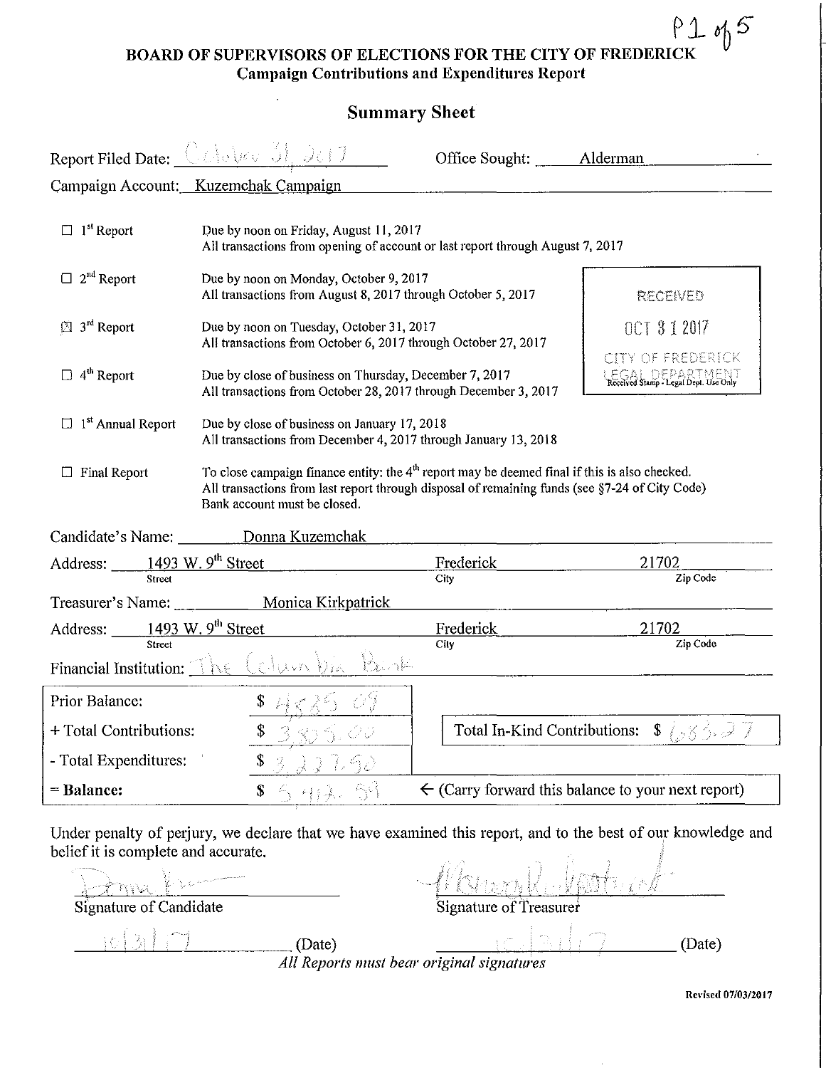# BOARD OF SUPERVISORS OF ELECTIONS FOR THE CITY OF FREDERICK

## Campaign Contributions and Expenditures Report

## Summary Sheet

Report Filed Date: October 31, 2017 Office Sought: Alderman

Campaign Account: Kuzemchak Campaign

| | | |
|---|---|---|
| ☐ 1st Report | Due by noon on Friday, August 11, 2017<br>All transactions from opening of account or last report through August 7, 2017 | |
| ☐ 2nd Report | Due by noon on Monday, October 9, 2017<br>All transactions from August 8, 2017 through October 5, 2017 | RECEIVED<br>OCT 31 2017<br>CITY OF FREDERICK<br>LEGAL DEPARTMENT<br>Received Stamp - Legal Dept. Use Only |
| ☒ 3rd Report | Due by noon on Tuesday, October 31, 2017<br>All transactions from October 6, 2017 through October 27, 2017 | |
| ☐ 4th Report | Due by close of business on Thursday, December 7, 2017<br>All transactions from October 28, 2017 through December 3, 2017 | |
| ☐ 1st Annual Report | Due by close of business on January 17, 2018<br>All transactions from December 4, 2017 through January 13, 2018 | |
| ☐ Final Report | To close campaign finance entity: the 4th report may be deemed final if this is also checked.<br>All transactions from last report through disposal of remaining funds (see §7-24 of City Code)<br>Bank account must be closed. | |

Candidate's Name: Donna Kuzemchak

Address: 1493 W. 9th Street (Street) Frederick (City) 21702 (Zip Code)

Treasurer's Name: Monica Kirkpatrick

Address: 1493 W. 9th Street (Street) Frederick (City) 21702 (Zip Code)

Financial Institution: The Columbia Bank

| | |
|---|---|
| Prior Balance: | $ 4835.09 |
| + Total Contributions: | $ 3,805.00 |
| - Total Expenditures: | $ 3,227.50 |
| **= Balance:** | $ 5,412.59 |

Total In-Kind Contributions: $ 683.27

← (Carry forward this balance to your next report)

Under penalty of perjury, we declare that we have examined this report, and to the best of our knowledge and belief it is complete and accurate.

Signature of Candidate: Donna Kuzemchak — 10/31/17 (Date)

Signature of Treasurer: Monica R. Kirkpatrick — 10/31/17 (Date)

*All Reports must bear original signatures*

Revised 07/03/2017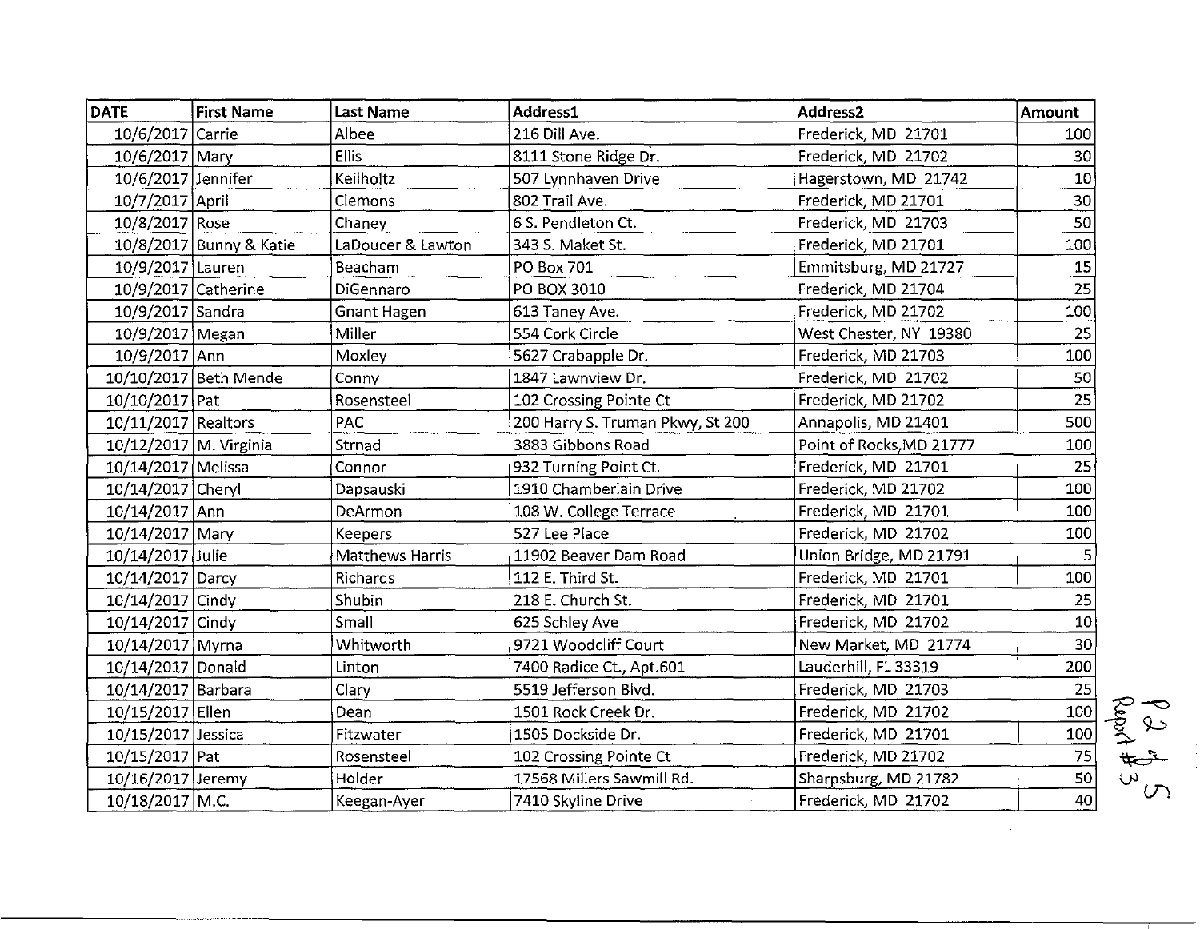| DATE | First Name | Last Name | Address1 | Address2 | Amount |
|---|---|---|---|---|---|
| 10/6/2017 | Carrie | Albee | 216 Dill Ave. | Frederick, MD 21701 | 100 |
| 10/6/2017 | Mary | Ellis | 8111 Stone Ridge Dr. | Frederick, MD 21702 | 30 |
| 10/6/2017 | Jennifer | Keilholtz | 507 Lynnhaven Drive | Hagerstown, MD 21742 | 10 |
| 10/7/2017 | April | Clemons | 802 Trail Ave. | Frederick, MD 21701 | 30 |
| 10/8/2017 | Rose | Chaney | 6 S. Pendleton Ct. | Frederick, MD 21703 | 50 |
| 10/8/2017 | Bunny & Katie | LaDoucer & Lawton | 343 S. Maket St. | Frederick, MD 21701 | 100 |
| 10/9/2017 | Lauren | Beacham | PO Box 701 | Emmitsburg, MD 21727 | 15 |
| 10/9/2017 | Catherine | DiGennaro | PO BOX 3010 | Frederick, MD 21704 | 25 |
| 10/9/2017 | Sandra | Gnant Hagen | 613 Taney Ave. | Frederick, MD 21702 | 100 |
| 10/9/2017 | Megan | Miller | 554 Cork Circle | West Chester, NY 19380 | 25 |
| 10/9/2017 | Ann | Moxley | 5627 Crabapple Dr. | Frederick, MD 21703 | 100 |
| 10/10/2017 | Beth Mende | Conny | 1847 Lawnview Dr. | Frederick, MD 21702 | 50 |
| 10/10/2017 | Pat | Rosensteel | 102 Crossing Pointe Ct | Frederick, MD 21702 | 25 |
| 10/11/2017 | Realtors | PAC | 200 Harry S. Truman Pkwy, St 200 | Annapolis, MD 21401 | 500 |
| 10/12/2017 | M. Virginia | Strnad | 3883 Gibbons Road | Point of Rocks,MD 21777 | 100 |
| 10/14/2017 | Melissa | Connor | 932 Turning Point Ct. | Frederick, MD 21701 | 25 |
| 10/14/2017 | Cheryl | Dapsauski | 1910 Chamberlain Drive | Frederick, MD 21702 | 100 |
| 10/14/2017 | Ann | DeArmon | 108 W. College Terrace | Frederick, MD 21701 | 100 |
| 10/14/2017 | Mary | Keepers | 527 Lee Place | Frederick, MD 21702 | 100 |
| 10/14/2017 | Julie | Matthews Harris | 11902 Beaver Dam Road | Union Bridge, MD 21791 | 5 |
| 10/14/2017 | Darcy | Richards | 112 E. Third St. | Frederick, MD 21701 | 100 |
| 10/14/2017 | Cindy | Shubin | 218 E. Church St. | Frederick, MD 21701 | 25 |
| 10/14/2017 | Cindy | Small | 625 Schley Ave | Frederick, MD 21702 | 10 |
| 10/14/2017 | Myrna | Whitworth | 9721 Woodcliff Court | New Market, MD 21774 | 30 |
| 10/14/2017 | Donald | Linton | 7400 Radice Ct., Apt.601 | Lauderhill, FL 33319 | 200 |
| 10/14/2017 | Barbara | Clary | 5519 Jefferson Blvd. | Frederick, MD 21703 | 25 |
| 10/15/2017 | Ellen | Dean | 1501 Rock Creek Dr. | Frederick, MD 21702 | 100 |
| 10/15/2017 | Jessica | Fitzwater | 1505 Dockside Dr. | Frederick, MD 21701 | 100 |
| 10/15/2017 | Pat | Rosensteel | 102 Crossing Pointe Ct | Frederick, MD 21702 | 75 |
| 10/16/2017 | Jeremy | Holder | 17568 Millers Sawmill Rd. | Sharpsburg, MD 21782 | 50 |
| 10/18/2017 | M.C. | Keegan-Ayer | 7410 Skyline Drive | Frederick, MD 21702 | 40 |

P2 of 5 Report #3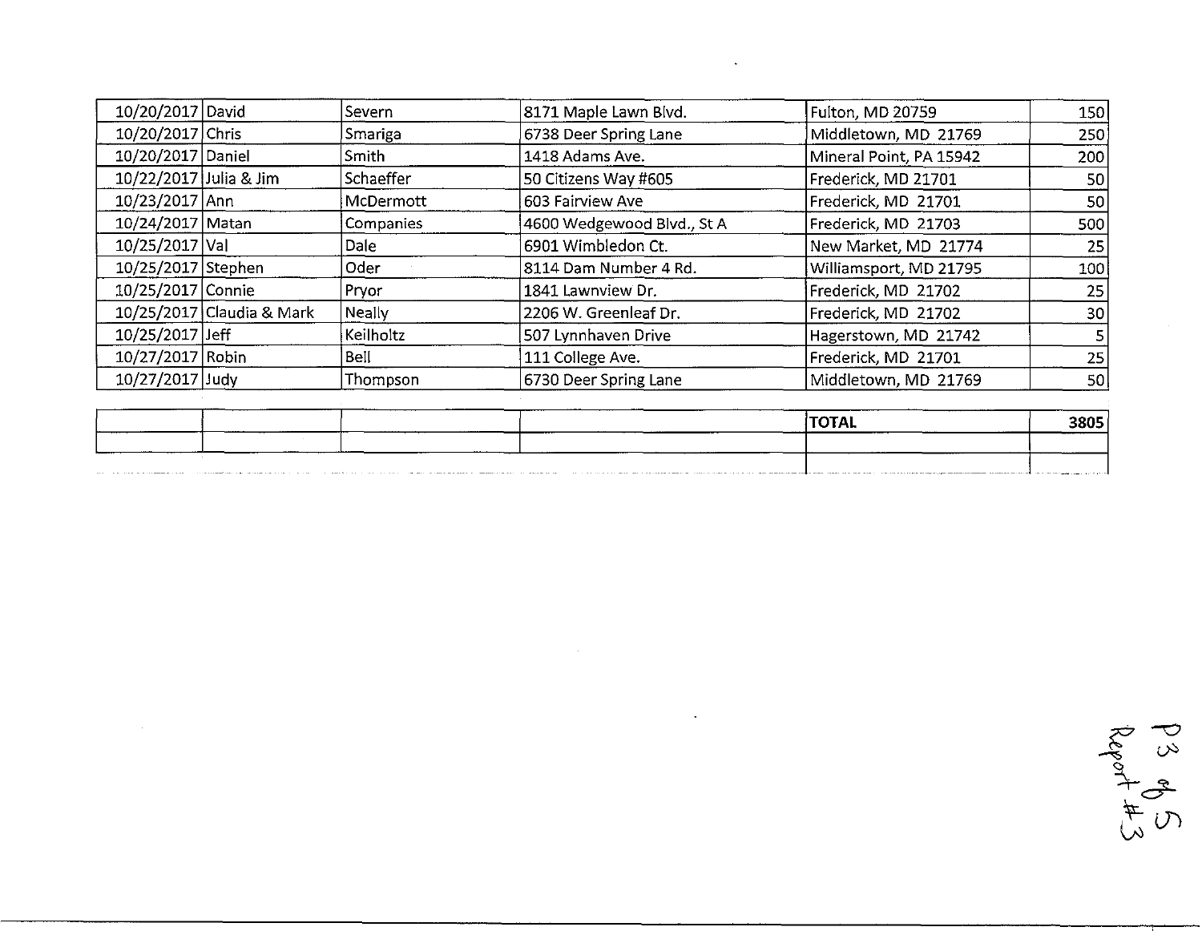| | | | | | |
|---|---|---|---|---|---|
| 10/20/2017 | David | Severn | 8171 Maple Lawn Blvd. | Fulton, MD 20759 | 150 |
| 10/20/2017 | Chris | Smariga | 6738 Deer Spring Lane | Middletown, MD 21769 | 250 |
| 10/20/2017 | Daniel | Smith | 1418 Adams Ave. | Mineral Point, PA 15942 | 200 |
| 10/22/2017 | Julia & Jim | Schaeffer | 50 Citizens Way #605 | Frederick, MD 21701 | 50 |
| 10/23/2017 | Ann | McDermott | 603 Fairview Ave | Frederick, MD 21701 | 50 |
| 10/24/2017 | Matan | Companies | 4600 Wedgewood Blvd., St A | Frederick, MD 21703 | 500 |
| 10/25/2017 | Val | Dale | 6901 Wimbledon Ct. | New Market, MD 21774 | 25 |
| 10/25/2017 | Stephen | Oder | 8114 Dam Number 4 Rd. | Williamsport, MD 21795 | 100 |
| 10/25/2017 | Connie | Pryor | 1841 Lawnview Dr. | Frederick, MD 21702 | 25 |
| 10/25/2017 | Claudia & Mark | Neally | 2206 W. Greenleaf Dr. | Frederick, MD 21702 | 30 |
| 10/25/2017 | Jeff | Keilholtz | 507 Lynnhaven Drive | Hagerstown, MD 21742 | 5 |
| 10/27/2017 | Robin | Bell | 111 College Ave. | Frederick, MD 21701 | 25 |
| 10/27/2017 | Judy | Thompson | 6730 Deer Spring Lane | Middletown, MD 21769 | 50 |

| | | | | | |
|---|---|---|---|---|---|
| | | | | **TOTAL** | **3805** |
| | | | | | |

P3 of 5
Report #3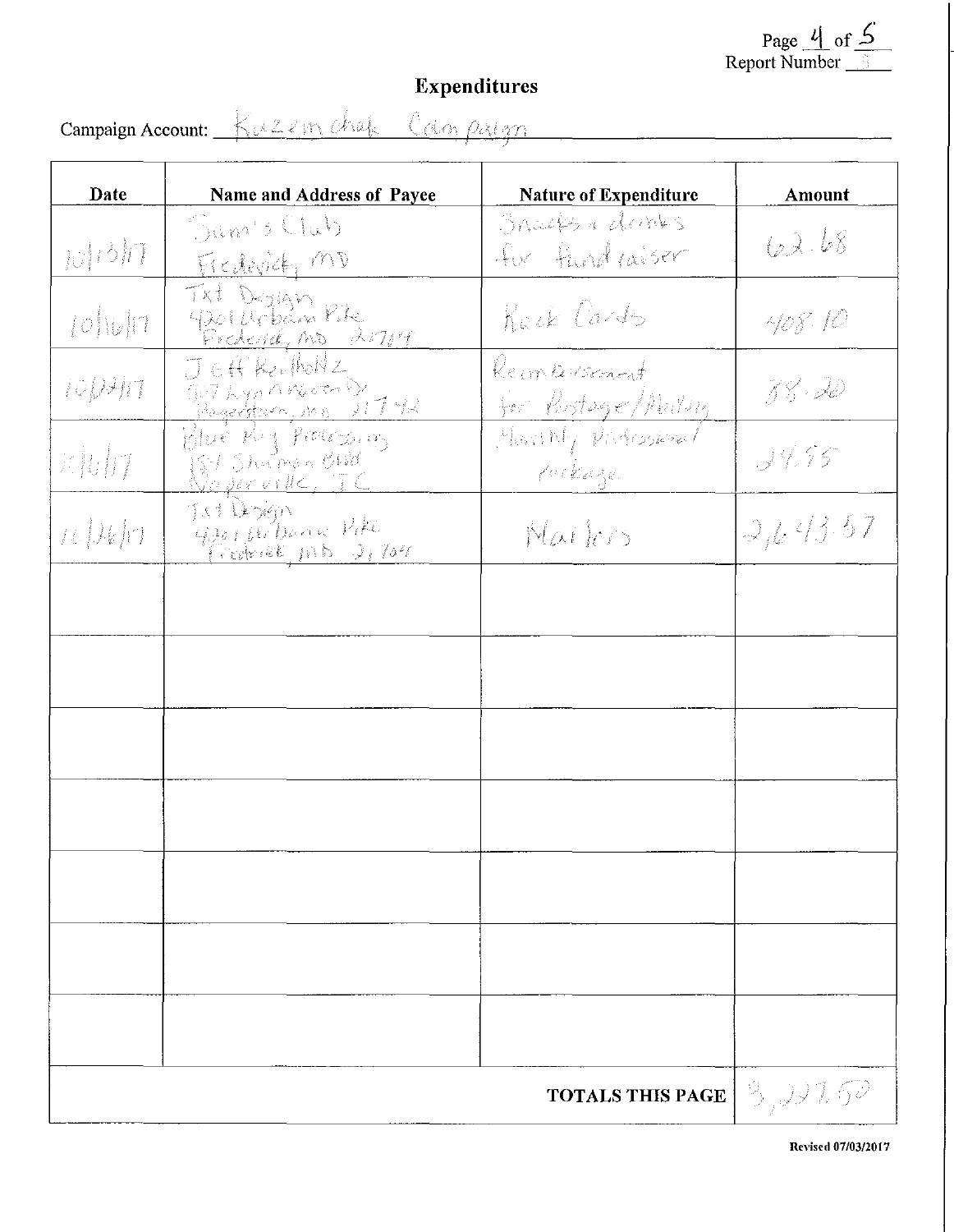Page 4 of 5
Report Number 5

# Expenditures

Campaign Account: Kuzemchak Campaign

| Date | Name and Address of Payee | Nature of Expenditure | Amount |
|---|---|---|---|
| 10/13/17 | Sam's Club Frederick, MD | Snacks & drinks for fundraiser | 62.68 |
| 10/16/17 | Txt Design 4201 Urbana Pike Frederick, MD 21704 | Rack Cards | 408.10 |
| 10/22/17 | Jeff Reinholtz 307 Lynnrock Dr Hagerstown, MD 21742 | Reimbursement for Postage/Mailing | 88.20 |
| 11/6/17 | Blue Key Processing 1511 Shuman Blvd Naperville, IL | Monthly Professional Package | 24.95 |
| 11/26/17 | Txt Design 4201 Urbana Pike Frederick, MD 21704 | Mailers | 2,643.57 |
| | | | |
| | | | |
| | | | |
| | | | |
| | | | |
| | | | |
| | | | |
| | | **TOTALS THIS PAGE** | 3,227.50 |

Revised 07/03/2017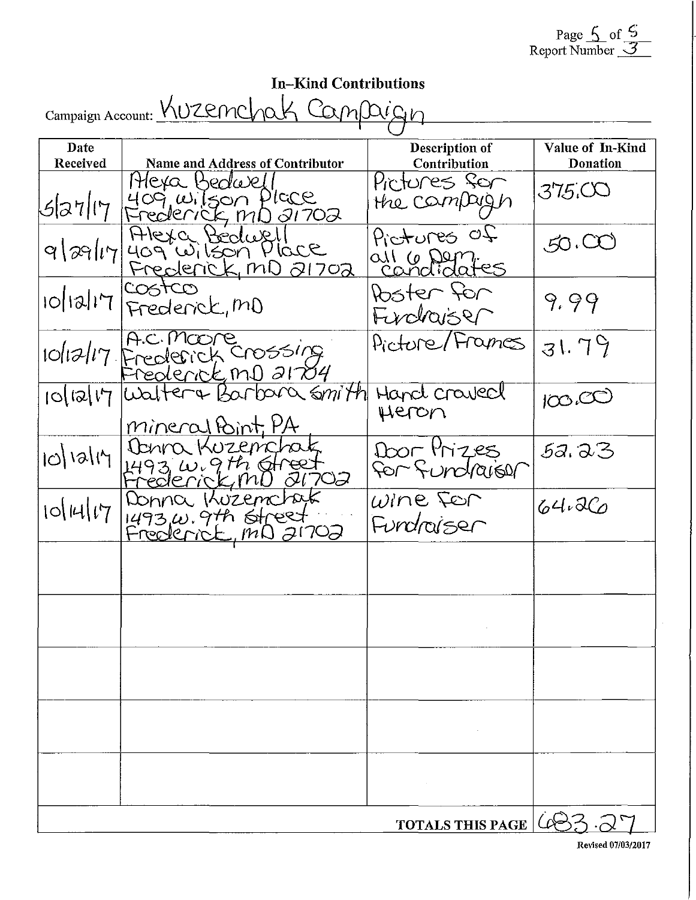Page 5 of 5
Report Number 3

## In–Kind Contributions

Campaign Account: Kuzemchak Campaign

| Date Received | Name and Address of Contributor | Description of Contribution | Value of In-Kind Donation |
|---|---|---|---|
| 5/27/17 | Alexa Bedwell 409 Wilson Place Frederick, MD 21702 | Pictures for the campaign | 375.00 |
| 9/29/17 | Alexa Bedwell 409 Wilson Place Frederick, MD 21702 | Pictures of all 6 Dem. candidates | 50.00 |
| 10/12/17 | Costco Frederick, MD | Poster for Fundraiser | 9.99 |
| 10/12/17 | A.C. Moore Frederick Crossing Frederick, MD 21704 | Picture/Frames | 31.79 |
| 10/12/17 | Walter & Barbara Smith Mineral Point, PA | Hand craved Heron | 100.00 |
| 10/12/17 | Donna Kuzemchak 1493 W. 9th Street Frederick, MD 21702 | Door Prizes for fundraiser | 52.23 |
| 10/14/17 | Donna Kuzemchak 1493 W. 9th Street Frederick, MD 21702 | Wine for Fundraiser | 64.26 |
| | | | |
| | | | |
| | | | |
| | | | |
| | | | |
| | | **TOTALS THIS PAGE** | 683.27 |

Revised 07/03/2017